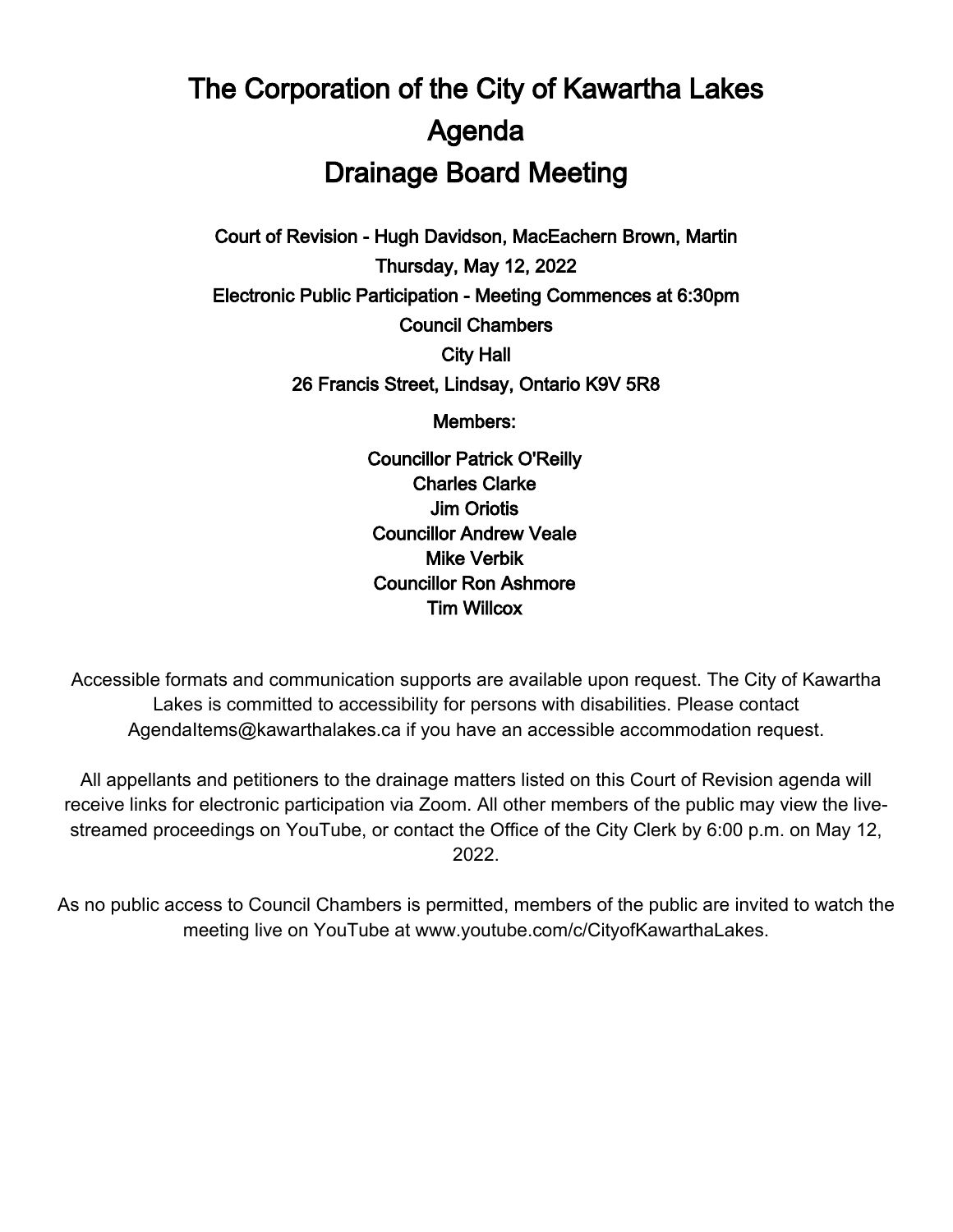# The Corporation of the City of Kawartha Lakes
# Agenda
# Drainage Board Meeting

**Court of Revision - Hugh Davidson, MacEachern Brown, Martin**

**Thursday, May 12, 2022**

**Electronic Public Participation - Meeting Commences at 6:30pm**

**Council Chambers**

**City Hall**

**26 Francis Street, Lindsay, Ontario K9V 5R8**

**Members:**

**Councillor Patrick O'Reilly**
**Charles Clarke**
**Jim Oriotis**
**Councillor Andrew Veale**
**Mike Verbik**
**Councillor Ron Ashmore**
**Tim Willcox**

Accessible formats and communication supports are available upon request. The City of Kawartha Lakes is committed to accessibility for persons with disabilities. Please contact AgendaItems@kawarthalakes.ca if you have an accessible accommodation request.

All appellants and petitioners to the drainage matters listed on this Court of Revision agenda will receive links for electronic participation via Zoom. All other members of the public may view the live-streamed proceedings on YouTube, or contact the Office of the City Clerk by 6:00 p.m. on May 12, 2022.

As no public access to Council Chambers is permitted, members of the public are invited to watch the meeting live on YouTube at www.youtube.com/c/CityofKawarthaLakes.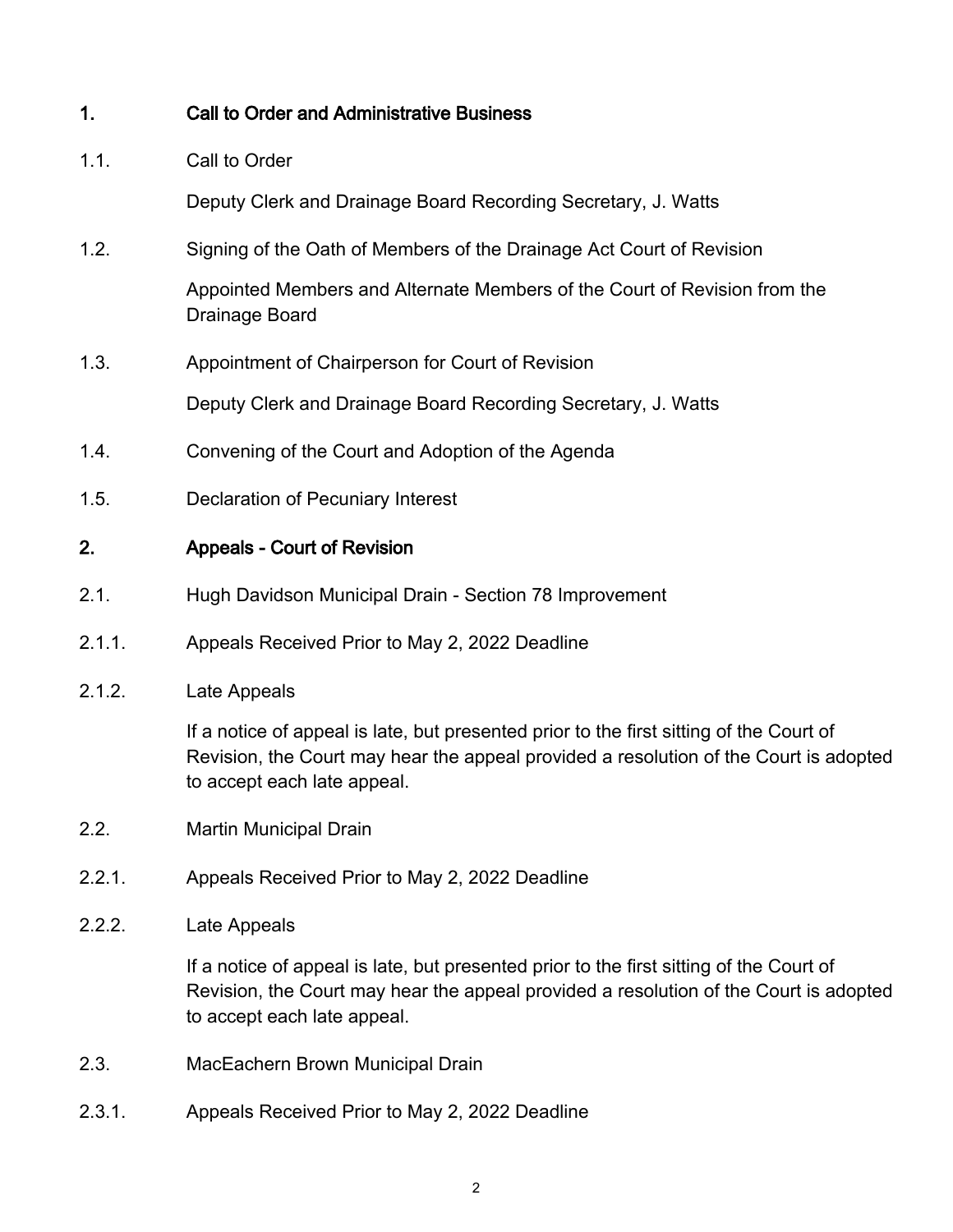## 1. Call to Order and Administrative Business

1.1. Call to Order

Deputy Clerk and Drainage Board Recording Secretary, J. Watts

1.2. Signing of the Oath of Members of the Drainage Act Court of Revision

Appointed Members and Alternate Members of the Court of Revision from the Drainage Board

1.3. Appointment of Chairperson for Court of Revision

Deputy Clerk and Drainage Board Recording Secretary, J. Watts

1.4. Convening of the Court and Adoption of the Agenda

1.5. Declaration of Pecuniary Interest

## 2. Appeals - Court of Revision

2.1. Hugh Davidson Municipal Drain - Section 78 Improvement

2.1.1. Appeals Received Prior to May 2, 2022 Deadline

2.1.2. Late Appeals

If a notice of appeal is late, but presented prior to the first sitting of the Court of Revision, the Court may hear the appeal provided a resolution of the Court is adopted to accept each late appeal.

2.2. Martin Municipal Drain

2.2.1. Appeals Received Prior to May 2, 2022 Deadline

2.2.2. Late Appeals

If a notice of appeal is late, but presented prior to the first sitting of the Court of Revision, the Court may hear the appeal provided a resolution of the Court is adopted to accept each late appeal.

2.3. MacEachern Brown Municipal Drain

2.3.1. Appeals Received Prior to May 2, 2022 Deadline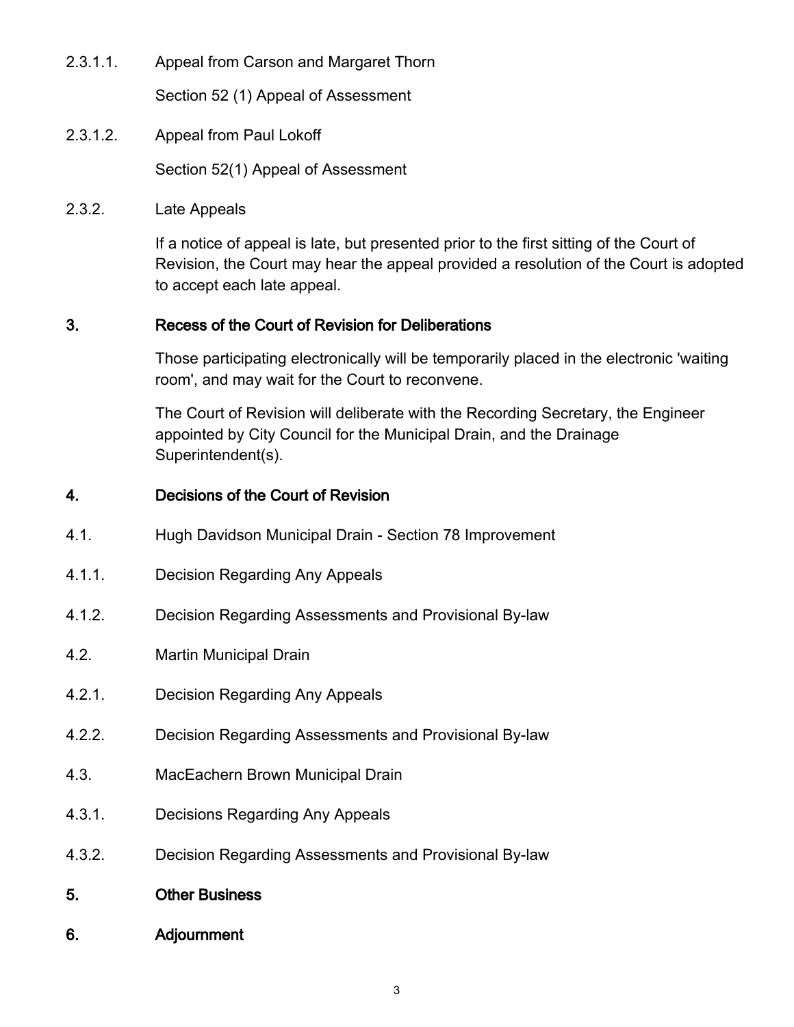2.3.1.1. Appeal from Carson and Margaret Thorn

Section 52 (1) Appeal of Assessment

2.3.1.2. Appeal from Paul Lokoff

Section 52(1) Appeal of Assessment

2.3.2. Late Appeals

If a notice of appeal is late, but presented prior to the first sitting of the Court of Revision, the Court may hear the appeal provided a resolution of the Court is adopted to accept each late appeal.

## 3. Recess of the Court of Revision for Deliberations

Those participating electronically will be temporarily placed in the electronic 'waiting room', and may wait for the Court to reconvene.

The Court of Revision will deliberate with the Recording Secretary, the Engineer appointed by City Council for the Municipal Drain, and the Drainage Superintendent(s).

## 4. Decisions of the Court of Revision

4.1. Hugh Davidson Municipal Drain - Section 78 Improvement

4.1.1. Decision Regarding Any Appeals

4.1.2. Decision Regarding Assessments and Provisional By-law

4.2. Martin Municipal Drain

4.2.1. Decision Regarding Any Appeals

4.2.2. Decision Regarding Assessments and Provisional By-law

4.3. MacEachern Brown Municipal Drain

4.3.1. Decisions Regarding Any Appeals

4.3.2. Decision Regarding Assessments and Provisional By-law

## 5. Other Business

## 6. Adjournment